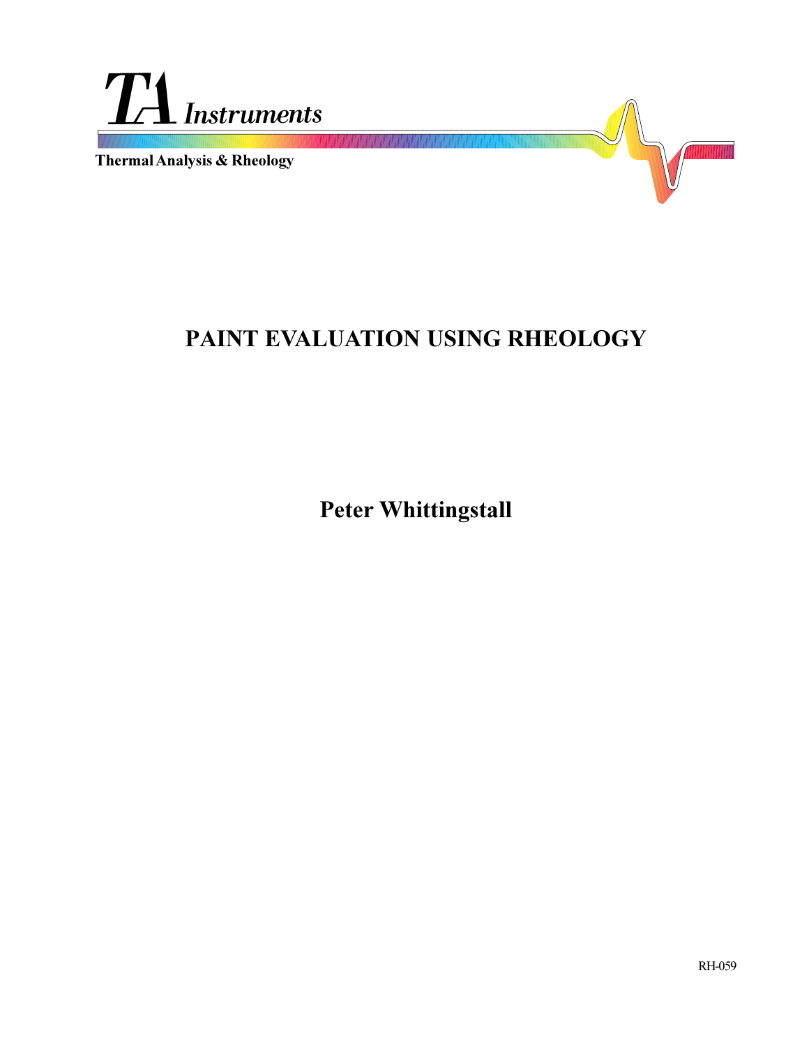TA Instruments

Thermal Analysis & Rheology

# PAINT EVALUATION USING RHEOLOGY

**Peter Whittingstall**

RH-059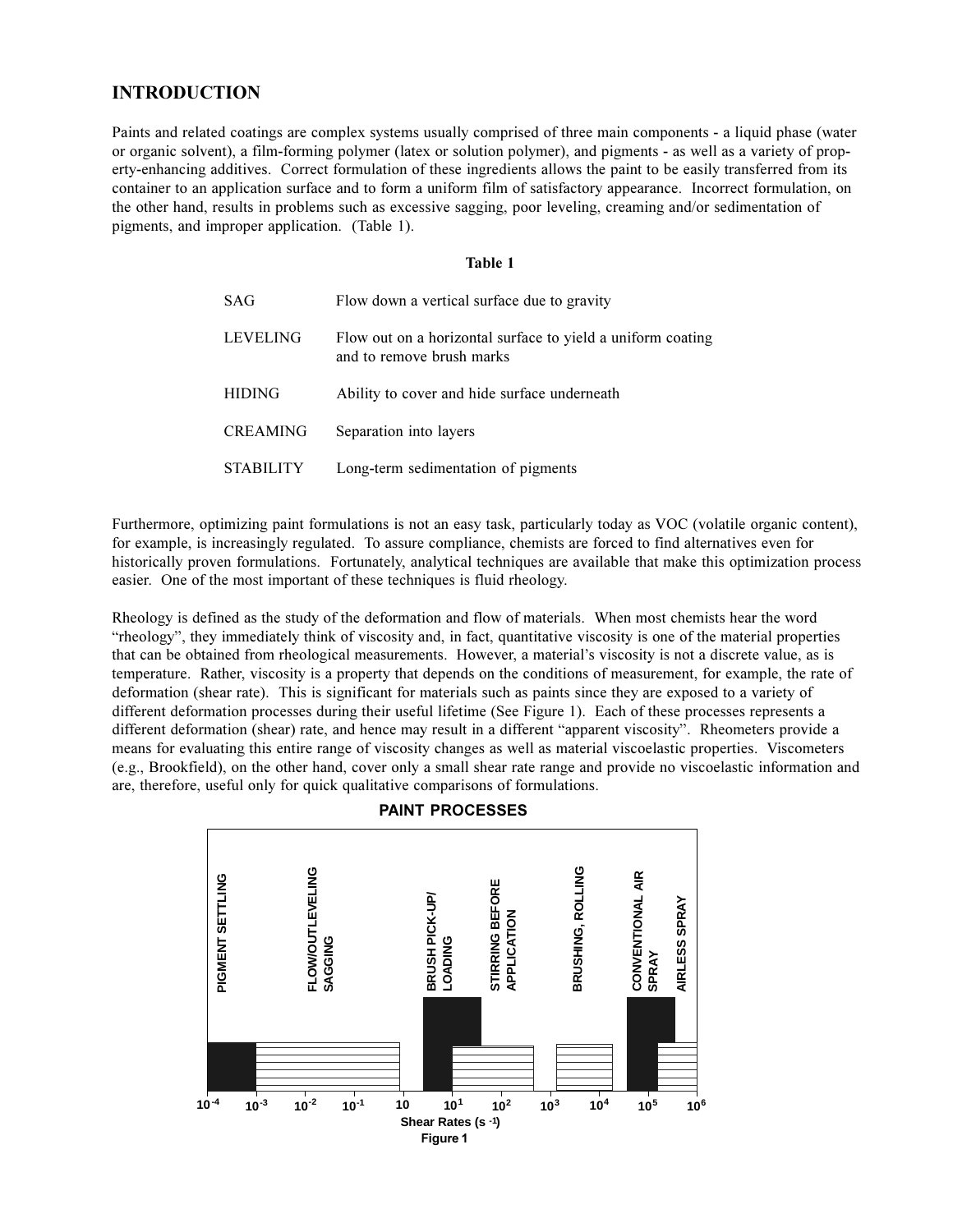## INTRODUCTION

Paints and related coatings are complex systems usually comprised of three main components - a liquid phase (water or organic solvent), a film-forming polymer (latex or solution polymer), and pigments - as well as a variety of property-enhancing additives. Correct formulation of these ingredients allows the paint to be easily transferred from its container to an application surface and to form a uniform film of satisfactory appearance. Incorrect formulation, on the other hand, results in problems such as excessive sagging, poor leveling, creaming and/or sedimentation of pigments, and improper application. (Table 1).

**Table 1**

| | |
|---|---|
| SAG | Flow down a vertical surface due to gravity |
| LEVELING | Flow out on a horizontal surface to yield a uniform coating and to remove brush marks |
| HIDING | Ability to cover and hide surface underneath |
| CREAMING | Separation into layers |
| STABILITY | Long-term sedimentation of pigments |

Furthermore, optimizing paint formulations is not an easy task, particularly today as VOC (volatile organic content), for example, is increasingly regulated. To assure compliance, chemists are forced to find alternatives even for historically proven formulations. Fortunately, analytical techniques are available that make this optimization process easier. One of the most important of these techniques is fluid rheology.

Rheology is defined as the study of the deformation and flow of materials. When most chemists hear the word "rheology", they immediately think of viscosity and, in fact, quantitative viscosity is one of the material properties that can be obtained from rheological measurements. However, a material's viscosity is not a discrete value, as is temperature. Rather, viscosity is a property that depends on the conditions of measurement, for example, the rate of deformation (shear rate). This is significant for materials such as paints since they are exposed to a variety of different deformation processes during their useful lifetime (See Figure 1). Each of these processes represents a different deformation (shear) rate, and hence may result in a different "apparent viscosity". Rheometers provide a means for evaluating this entire range of viscosity changes as well as material viscoelastic properties. Viscometers (e.g., Brookfield), on the other hand, cover only a small shear rate range and provide no viscoelastic information and are, therefore, useful only for quick qualitative comparisons of formulations.

**PAINT PROCESSES**

| Process | Approximate Shear Rate Range ($s^{-1}$) |
|---|---|
| PIGMENT SETTLING | $10^{-4}$ – $10^{-3}$ |
| FLOW/OUT LEVELING, SAGGING | $10^{-3}$ – $10$ |
| BRUSH PICK-UP/LOADING | $\sim 10^{0.5}$ – $10^{1.5}$ |
| STIRRING BEFORE APPLICATION | $10^{1}$ – $10^{2.5}$ |
| BRUSHING, ROLLING | $10^{3}$ – $10^{4}$ |
| CONVENTIONAL AIR SPRAY | $10^{4.5}$ – $10^{5.5}$ |
| AIRLESS SPRAY | $10^{5}$ – $10^{6}$ |

Shear Rates ($s^{-1}$)

Figure 1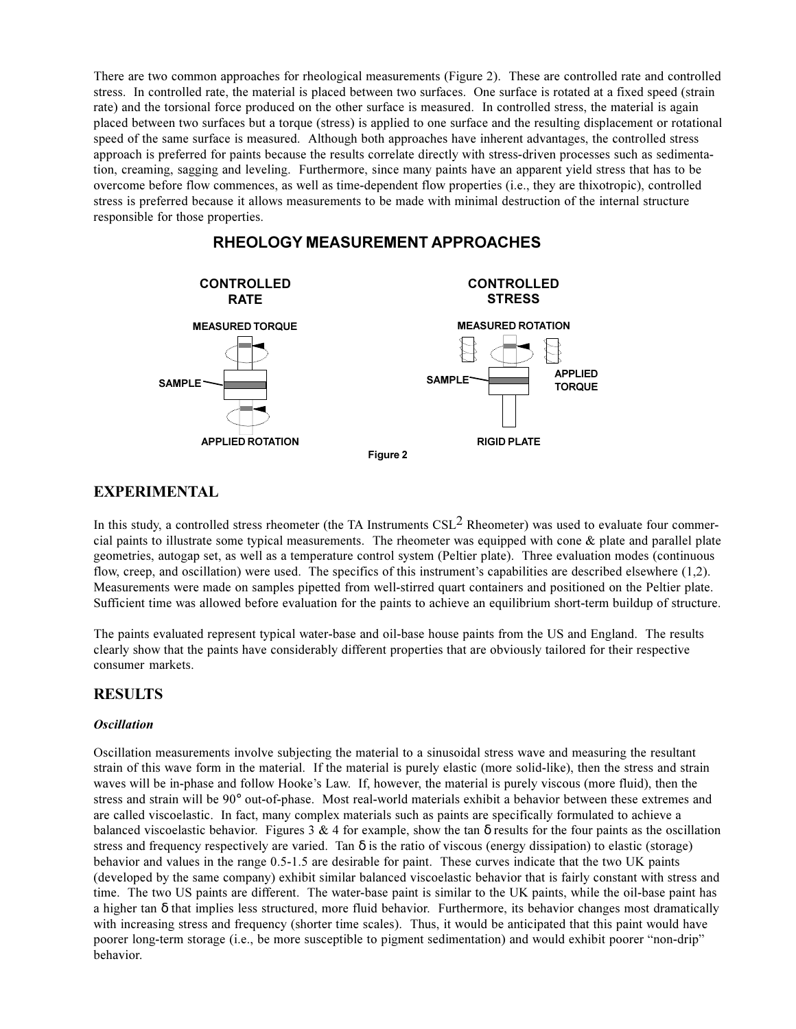There are two common approaches for rheological measurements (Figure 2). These are controlled rate and controlled stress. In controlled rate, the material is placed between two surfaces. One surface is rotated at a fixed speed (strain rate) and the torsional force produced on the other surface is measured. In controlled stress, the material is again placed between two surfaces but a torque (stress) is applied to one surface and the resulting displacement or rotational speed of the same surface is measured. Although both approaches have inherent advantages, the controlled stress approach is preferred for paints because the results correlate directly with stress-driven processes such as sedimentation, creaming, sagging and leveling. Furthermore, since many paints have an apparent yield stress that has to be overcome before flow commences, as well as time-dependent flow properties (i.e., they are thixotropic), controlled stress is preferred because it allows measurements to be made with minimal destruction of the internal structure responsible for those properties.

**RHEOLOGY MEASUREMENT APPROACHES**

CONTROLLED RATE — MEASURED TORQUE, SAMPLE, APPLIED ROTATION

CONTROLLED STRESS — MEASURED ROTATION, SAMPLE, APPLIED TORQUE, RIGID PLATE

Figure 2

## EXPERIMENTAL

In this study, a controlled stress rheometer (the TA Instruments $CSL^2$ Rheometer) was used to evaluate four commercial paints to illustrate some typical measurements. The rheometer was equipped with cone & plate and parallel plate geometries, autogap set, as well as a temperature control system (Peltier plate). Three evaluation modes (continuous flow, creep, and oscillation) were used. The specifics of this instrument's capabilities are described elsewhere (1,2). Measurements were made on samples pipetted from well-stirred quart containers and positioned on the Peltier plate. Sufficient time was allowed before evaluation for the paints to achieve an equilibrium short-term buildup of structure.

The paints evaluated represent typical water-base and oil-base house paints from the US and England. The results clearly show that the paints have considerably different properties that are obviously tailored for their respective consumer markets.

## RESULTS

### *Oscillation*

Oscillation measurements involve subjecting the material to a sinusoidal stress wave and measuring the resultant strain of this wave form in the material. If the material is purely elastic (more solid-like), then the stress and strain waves will be in-phase and follow Hooke's Law. If, however, the material is purely viscous (more fluid), then the stress and strain will be 90° out-of-phase. Most real-world materials exhibit a behavior between these extremes and are called viscoelastic. In fact, many complex materials such as paints are specifically formulated to achieve a balanced viscoelastic behavior. Figures 3 & 4 for example, show the tan $\delta$ results for the four paints as the oscillation stress and frequency respectively are varied. Tan $\delta$ is the ratio of viscous (energy dissipation) to elastic (storage) behavior and values in the range 0.5-1.5 are desirable for paint. These curves indicate that the two UK paints (developed by the same company) exhibit similar balanced viscoelastic behavior that is fairly constant with stress and time. The two US paints are different. The water-base paint is similar to the UK paints, while the oil-base paint has a higher tan $\delta$ that implies less structured, more fluid behavior. Furthermore, its behavior changes most dramatically with increasing stress and frequency (shorter time scales). Thus, it would be anticipated that this paint would have poorer long-term storage (i.e., be more susceptible to pigment sedimentation) and would exhibit poorer "non-drip" behavior.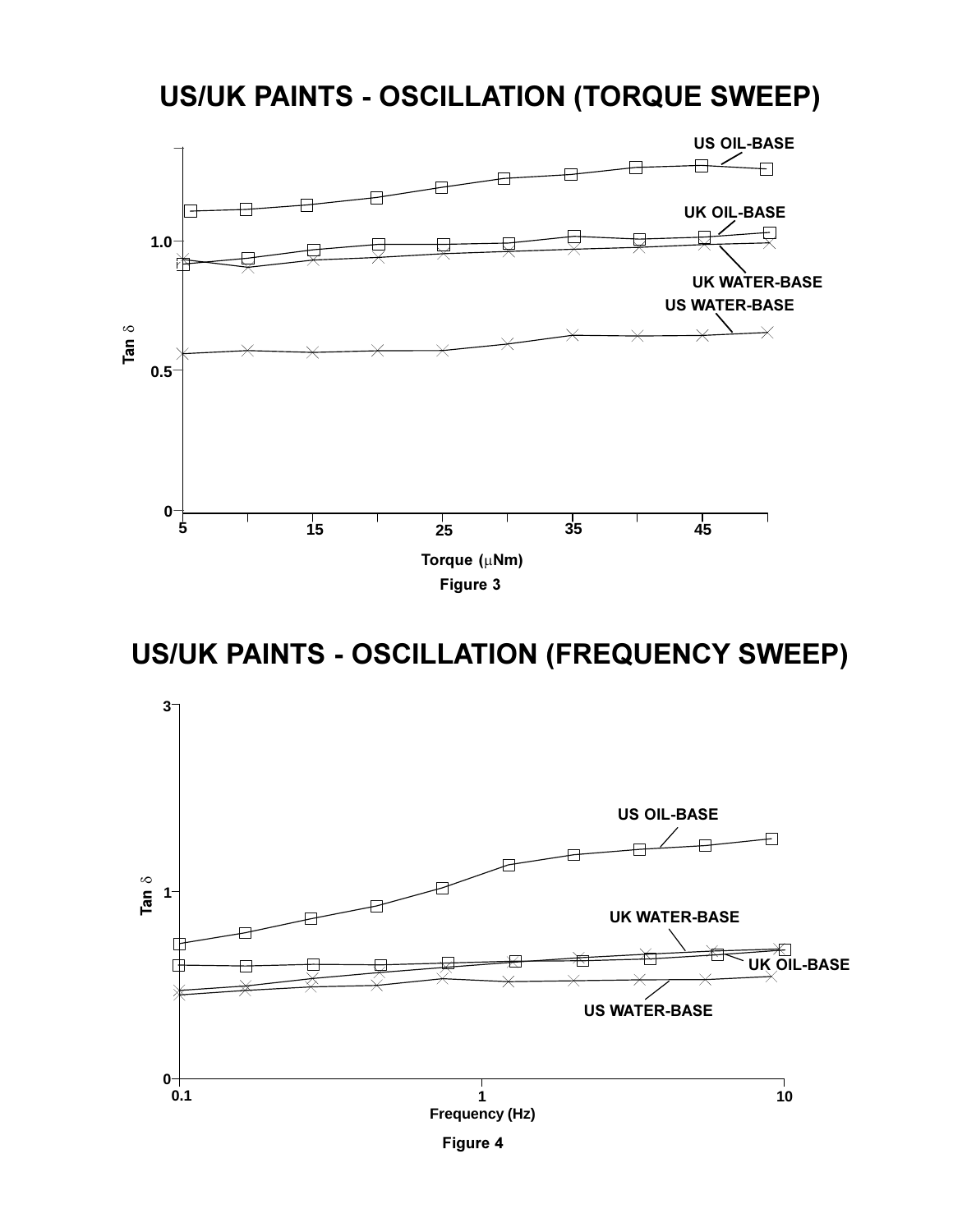## US/UK PAINTS - OSCILLATION (TORQUE SWEEP)

Figure 3

## US/UK PAINTS - OSCILLATION (FREQUENCY SWEEP)

Figure 4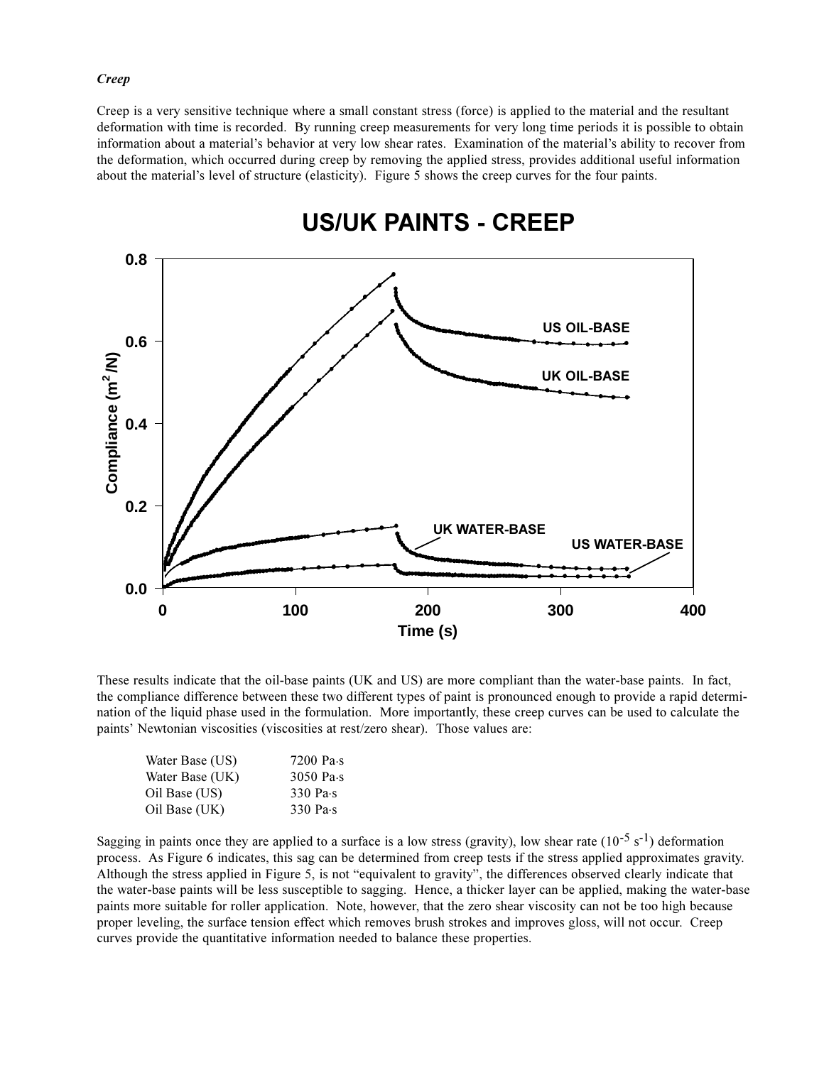***Creep***

Creep is a very sensitive technique where a small constant stress (force) is applied to the material and the resultant deformation with time is recorded. By running creep measurements for very long time periods it is possible to obtain information about a material's behavior at very low shear rates. Examination of the material's ability to recover from the deformation, which occurred during creep by removing the applied stress, provides additional useful information about the material's level of structure (elasticity). Figure 5 shows the creep curves for the four paints.

**US/UK PAINTS - CREEP**

These results indicate that the oil-base paints (UK and US) are more compliant than the water-base paints. In fact, the compliance difference between these two different types of paint is pronounced enough to provide a rapid determination of the liquid phase used in the formulation. More importantly, these creep curves can be used to calculate the paints' Newtonian viscosities (viscosities at rest/zero shear). Those values are:

| | |
|---|---|
| Water Base (US) | 7200 Pa·s |
| Water Base (UK) | 3050 Pa·s |
| Oil Base (US) | 330 Pa·s |
| Oil Base (UK) | 330 Pa·s |

Sagging in paints once they are applied to a surface is a low stress (gravity), low shear rate ($10^{-5}$ $s^{-1}$) deformation process. As Figure 6 indicates, this sag can be determined from creep tests if the stress applied approximates gravity. Although the stress applied in Figure 5, is not "equivalent to gravity", the differences observed clearly indicate that the water-base paints will be less susceptible to sagging. Hence, a thicker layer can be applied, making the water-base paints more suitable for roller application. Note, however, that the zero shear viscosity can not be too high because proper leveling, the surface tension effect which removes brush strokes and improves gloss, will not occur. Creep curves provide the quantitative information needed to balance these properties.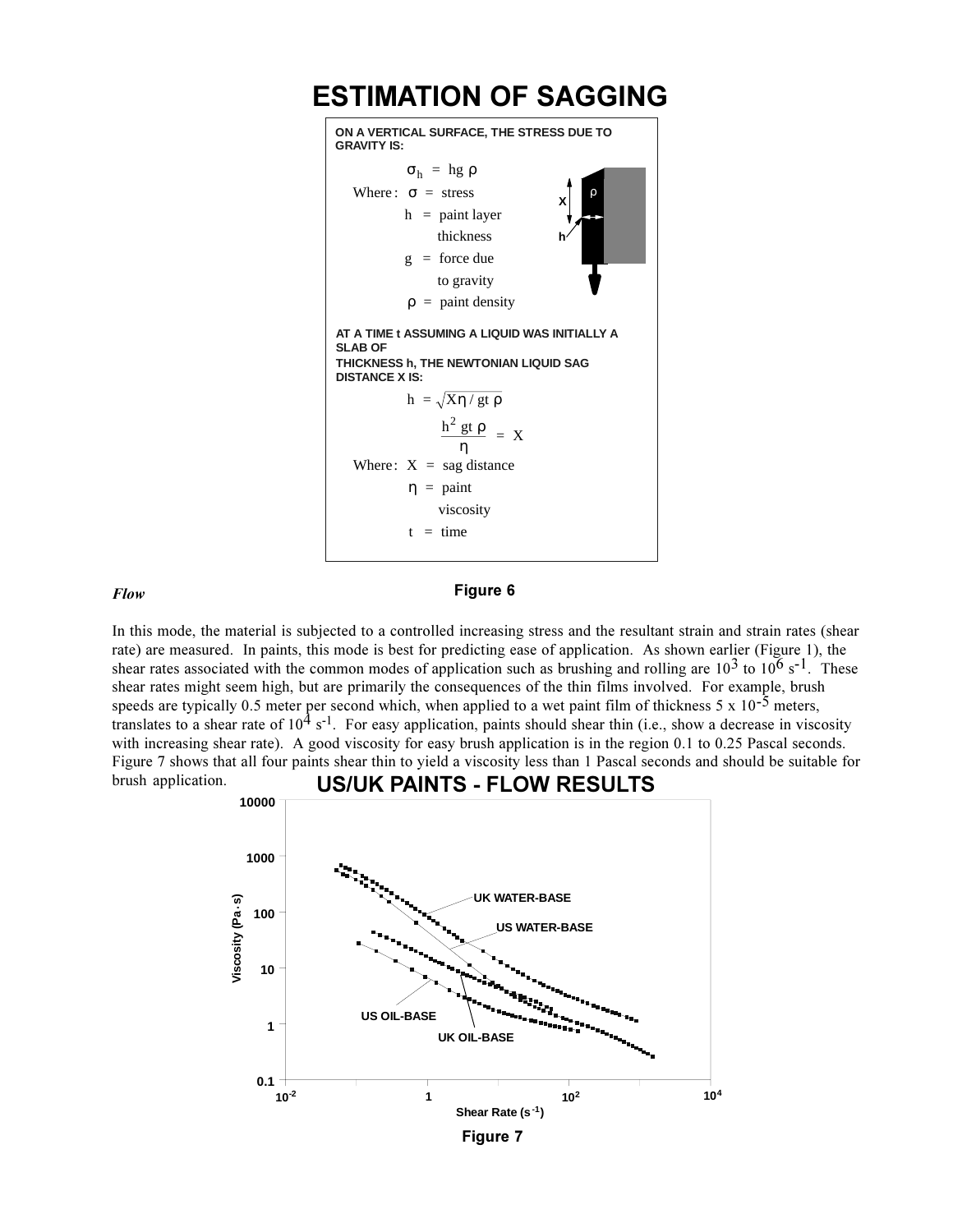## ESTIMATION OF SAGGING

**ON A VERTICAL SURFACE, THE STRESS DUE TO GRAVITY IS:**

$$\sigma_h = hg\rho$$

Where: $\sigma$ = stress

$h$ = paint layer thickness

$g$ = force due to gravity

$\rho$ = paint density

**AT A TIME t ASSUMING A LIQUID WAS INITIALLY A SLAB OF THICKNESS h, THE NEWTONIAN LIQUID SAG DISTANCE X IS:**

$$h = \sqrt{X\eta / gt\rho}$$

$$\frac{h^2 gt\rho}{\eta} = X$$

Where: $X$ = sag distance

$\eta$ = paint viscosity

$t$ = time

Figure 6

*Flow*

In this mode, the material is subjected to a controlled increasing stress and the resultant strain and strain rates (shear rate) are measured. In paints, this mode is best for predicting ease of application. As shown earlier (Figure 1), the shear rates associated with the common modes of application such as brushing and rolling are $10^3$ to $10^6$ $s^{-1}$. These shear rates might seem high, but are primarily the consequences of the thin films involved. For example, brush speeds are typically 0.5 meter per second which, when applied to a wet paint film of thickness $5 \times 10^{-5}$ meters, translates to a shear rate of $10^4$ $s^{-1}$. For easy application, paints should shear thin (i.e., show a decrease in viscosity with increasing shear rate). A good viscosity for easy brush application is in the region 0.1 to 0.25 Pascal seconds. Figure 7 shows that all four paints shear thin to yield a viscosity less than 1 Pascal seconds and should be suitable for brush application.

## US/UK PAINTS - FLOW RESULTS

Figure 7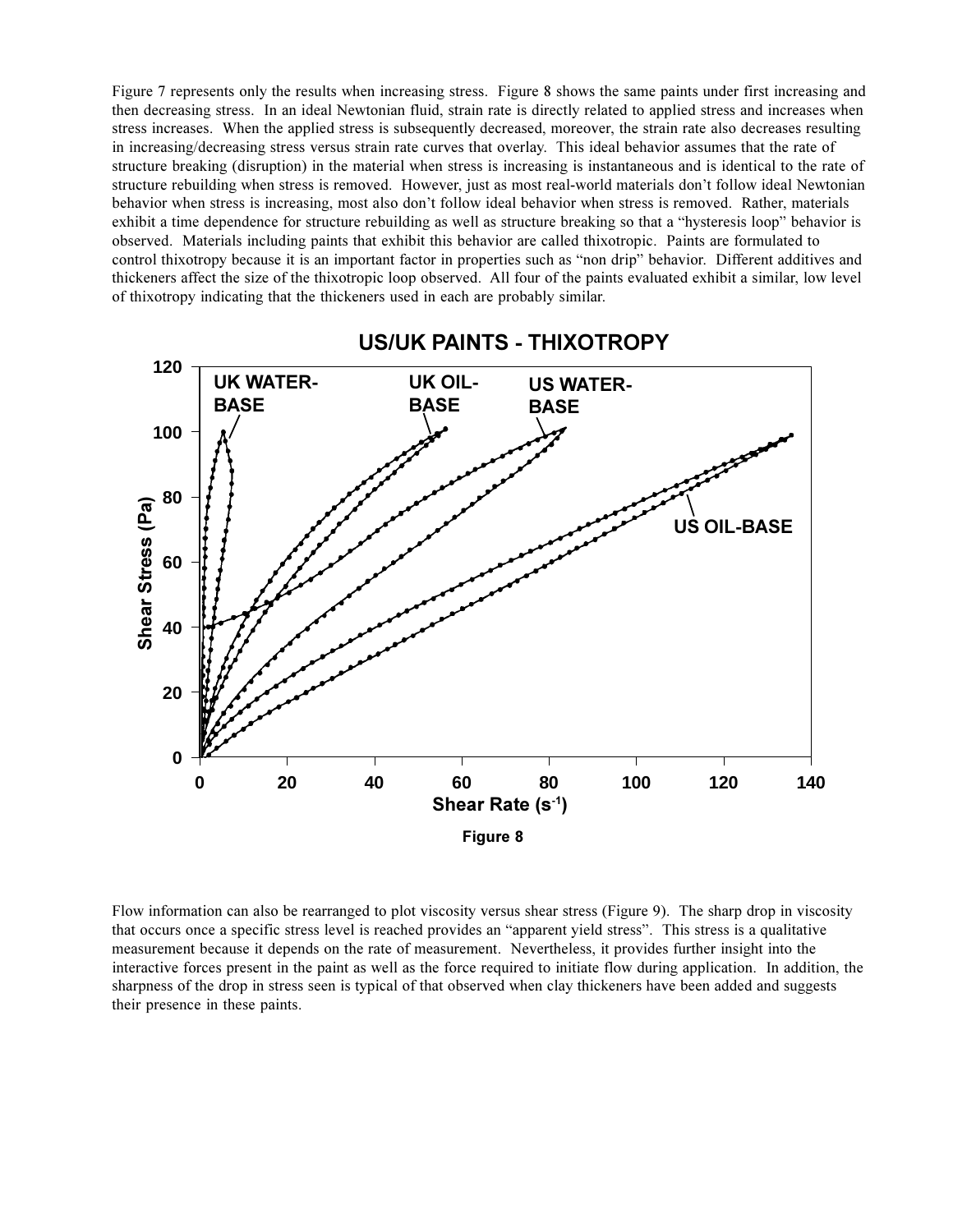Figure 7 represents only the results when increasing stress. Figure 8 shows the same paints under first increasing and then decreasing stress. In an ideal Newtonian fluid, strain rate is directly related to applied stress and increases when stress increases. When the applied stress is subsequently decreased, moreover, the strain rate also decreases resulting in increasing/decreasing stress versus strain rate curves that overlay. This ideal behavior assumes that the rate of structure breaking (disruption) in the material when stress is increasing is instantaneous and is identical to the rate of structure rebuilding when stress is removed. However, just as most real-world materials don't follow ideal Newtonian behavior when stress is increasing, most also don't follow ideal behavior when stress is removed. Rather, materials exhibit a time dependence for structure rebuilding as well as structure breaking so that a "hysteresis loop" behavior is observed. Materials including paints that exhibit this behavior are called thixotropic. Paints are formulated to control thixotropy because it is an important factor in properties such as "non drip" behavior. Different additives and thickeners affect the size of the thixotropic loop observed. All four of the paints evaluated exhibit a similar, low level of thixotropy indicating that the thickeners used in each are probably similar.

**US/UK PAINTS - THIXOTROPY**

Figure 8

Flow information can also be rearranged to plot viscosity versus shear stress (Figure 9). The sharp drop in viscosity that occurs once a specific stress level is reached provides an "apparent yield stress". This stress is a qualitative measurement because it depends on the rate of measurement. Nevertheless, it provides further insight into the interactive forces present in the paint as well as the force required to initiate flow during application. In addition, the sharpness of the drop in stress seen is typical of that observed when clay thickeners have been added and suggests their presence in these paints.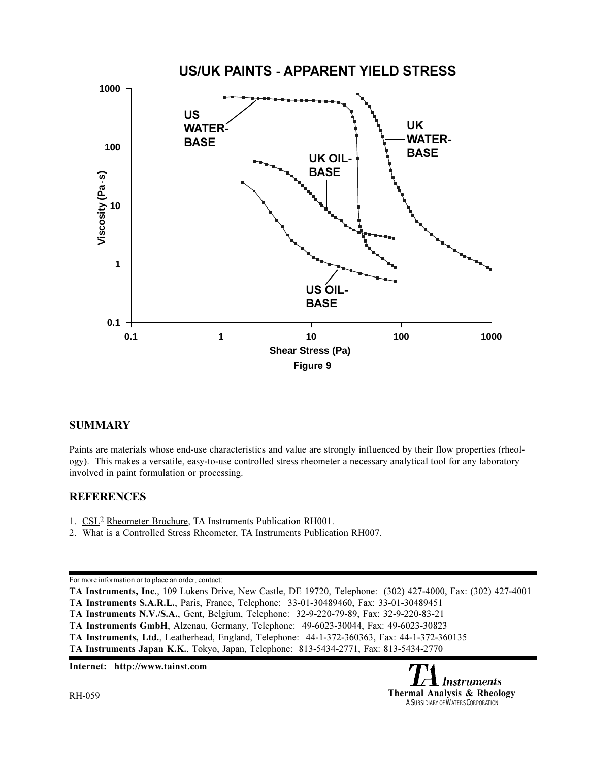US/UK PAINTS - APPARENT YIELD STRESS

1000

100

10

1

0.1

Viscosity (Pa·s)

0.1

1

10

100

1000

Shear Stress (Pa)

US WATER-BASE

UK WATER-BASE

UK OIL-BASE

US OIL-BASE

Figure 9

## SUMMARY

Paints are materials whose end-use characteristics and value are strongly influenced by their flow properties (rheology). This makes a versatile, easy-to-use controlled stress rheometer a necessary analytical tool for any laboratory involved in paint formulation or processing.

## REFERENCES

1. CSL[2] Rheometer Brochure, TA Instruments Publication RH001.
2. What is a Controlled Stress Rheometer, TA Instruments Publication RH007.

For more information or to place an order, contact:

**TA Instruments, Inc.**, 109 Lukens Drive, New Castle, DE 19720, Telephone: (302) 427-4000, Fax: (302) 427-4001
**TA Instruments S.A.R.L.**, Paris, France, Telephone: 33-01-30489460, Fax: 33-01-30489451
**TA Instruments N.V./S.A.**, Gent, Belgium, Telephone: 32-9-220-79-89, Fax: 32-9-220-83-21
**TA Instruments GmbH**, Alzenau, Germany, Telephone: 49-6023-30044, Fax: 49-6023-30823
**TA Instruments, Ltd.**, Leatherhead, England, Telephone: 44-1-372-360363, Fax: 44-1-372-360135
**TA Instruments Japan K.K.**, Tokyo, Japan, Telephone: 813-5434-2771, Fax: 813-5434-2770

**Internet: http://www.tainst.com**

RH-059

TA Instruments
Thermal Analysis & Rheology
A Subsidiary of Waters Corporation